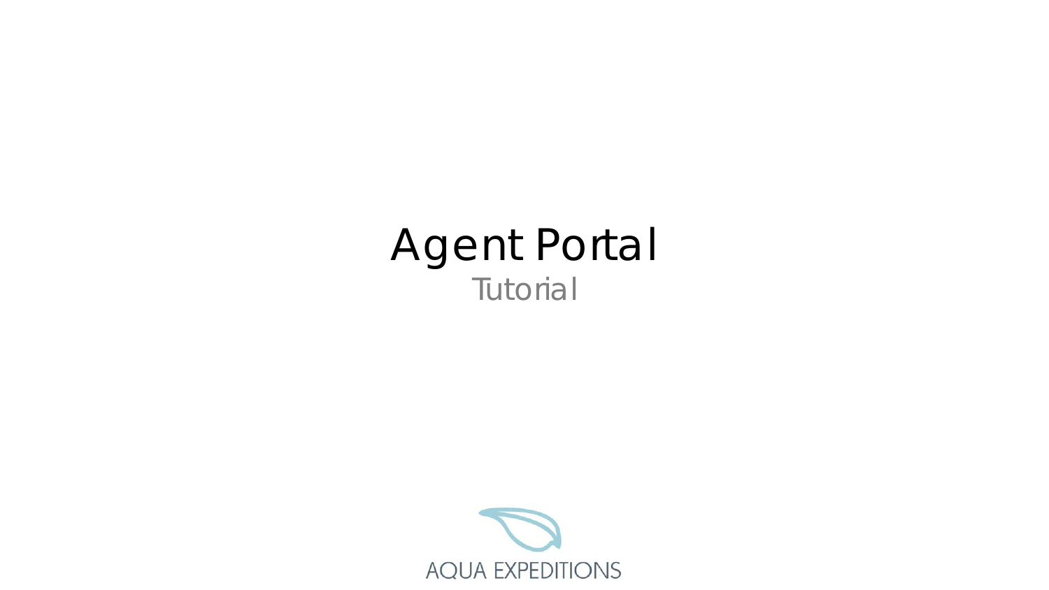# Agent Portal

## Tutorial

AQUA EXPEDITIONS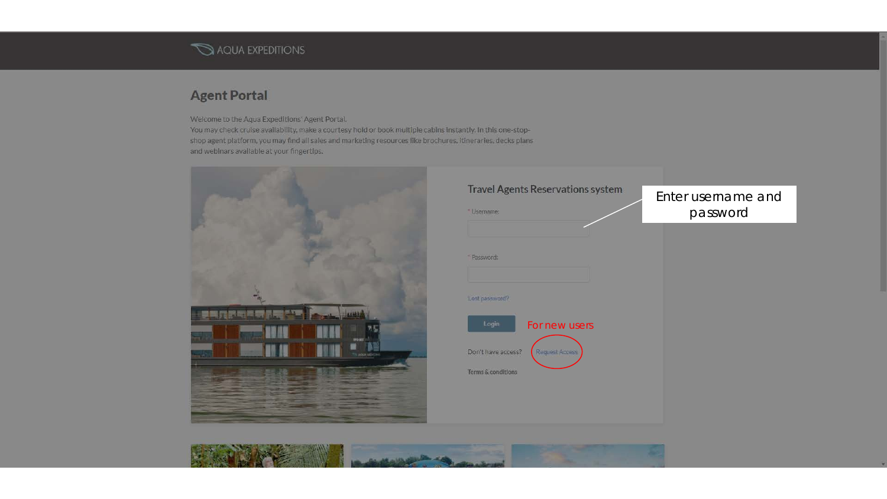AQUA EXPEDITIONS

## Agent Portal

Welcome to the Aqua Expeditions' Agent Portal.
You may check cruise availability, make a courtesy hold or book multiple cabins instantly. In this one-stop-shop agent platform, you may find all sales and marketing resources like brochures, itineraries, decks plans and webinars available at your fingertips.

### Travel Agents Reservations system

\* Username:

\* Password:

Lost password?

Login

Don't have access? Request Access

Terms & conditions

Enter username and password

For new users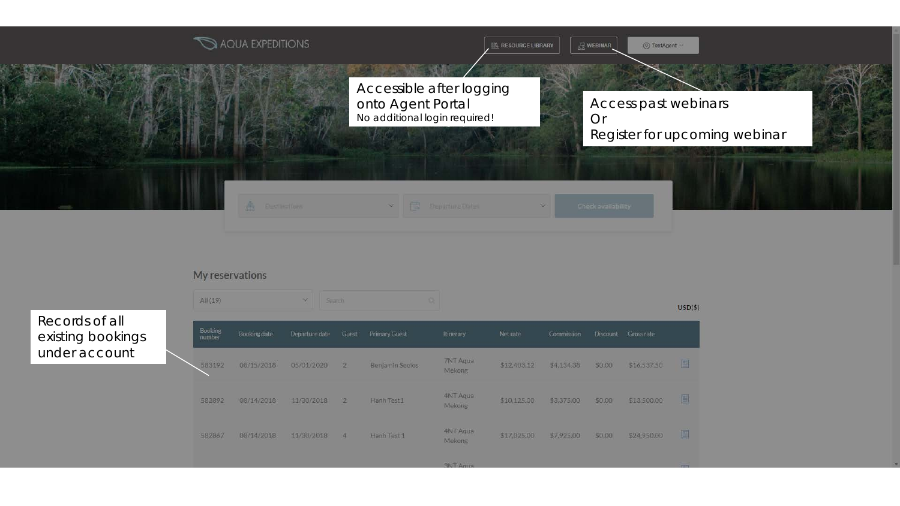AQUA EXPEDITIONS

RESOURCE LIBRARY | WEBINAR | TestAgent

Accessible after logging onto Agent Portal
No additional login required!

Access past webinars
Or
Register for upcoming webinar

Destinations | Departure Dates | Check availability

## My reservations

All (19) | Search

USD($)

Records of all existing bookings under account

| Booking number | Booking date | Departure date | Guest | Primary Guest | Itinerary | Net rate | Commission | Discount | Gross rate |
|---|---|---|---|---|---|---|---|---|---|
| 583192 | 08/15/2018 | 05/01/2020 | 2 | Benjamin Seelos | 7NT Aqua Mekong | $12,403.12 | $4,134.38 | $0.00 | $16,537.50 |
| 582892 | 08/14/2018 | 11/30/2018 | 2 | Hanh Test1 | 4NT Aqua Mekong | $10,125.00 | $3,375.00 | $0.00 | $13,500.00 |
| 582867 | 08/14/2018 | 11/30/2018 | 4 | Hanh Test 1 | 4NT Aqua Mekong | $17,025.00 | $7,925.00 | $0.00 | $24,950.00 |
| | | | | | 3NT Aqua | | | | |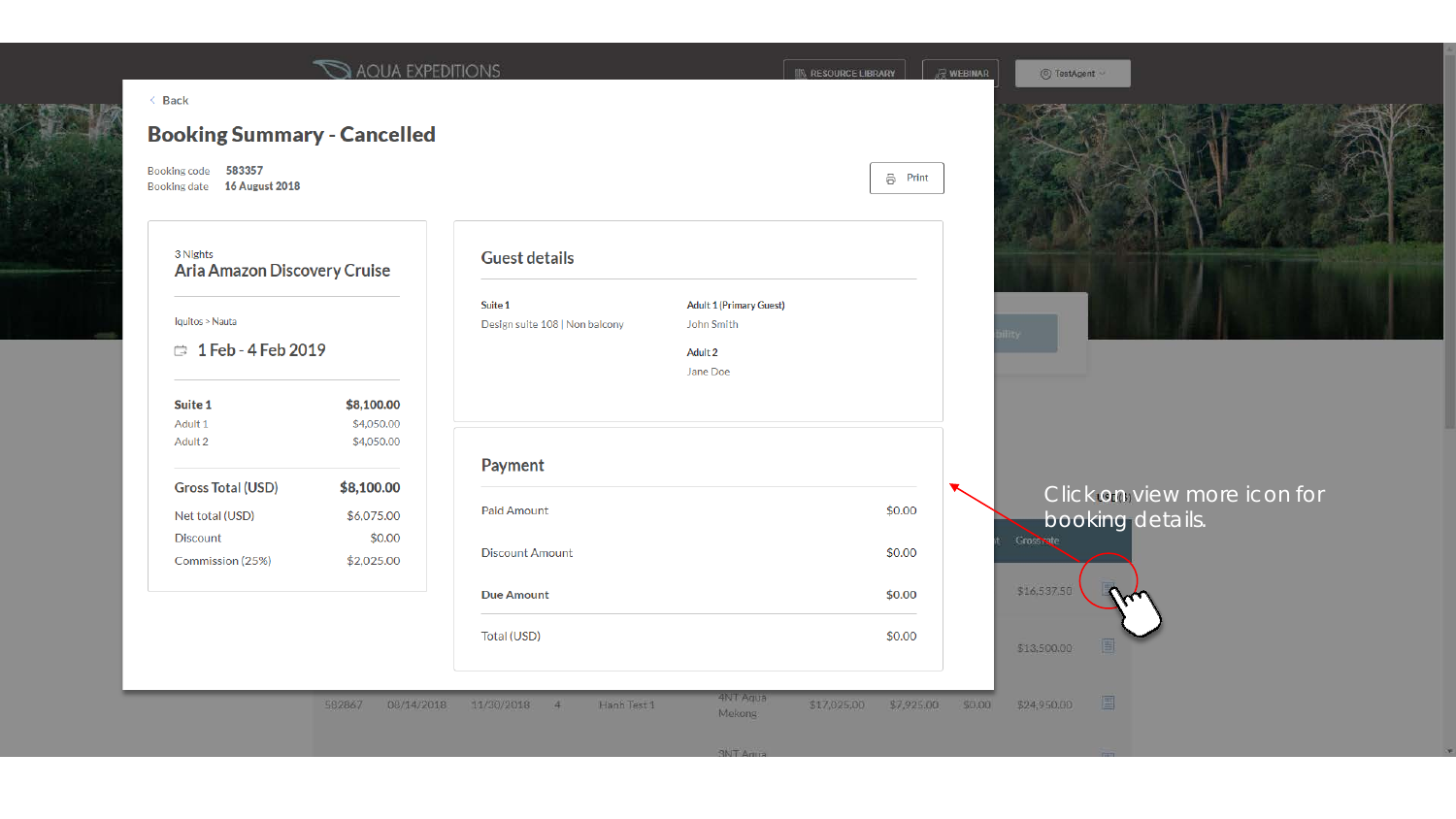< Back

# Booking Summary - Cancelled

Booking code 583357
Booking date 16 August 2018

Print

3 Nights
## Aria Amazon Discovery Cruise

Iquitos > Nauta

1 Feb - 4 Feb 2019

| | |
|---|---|
| **Suite 1** | **$8,100.00** |
| Adult 1 | $4,050.00 |
| Adult 2 | $4,050.00 |

| | |
|---|---|
| Gross Total (USD) | **$8,100.00** |
| Net total (USD) | $6,075.00 |
| Discount | $0.00 |
| Commission (25%) | $2,025.00 |

## Guest details

**Suite 1**
Design suite 108 | Non balcony

**Adult 1 (Primary Guest)**
John Smith

**Adult 2**
Jane Doe

## Payment

| | |
|---|---|
| Paid Amount | $0.00 |
| Discount Amount | $0.00 |
| **Due Amount** | **$0.00** |
| Total (USD) | $0.00 |

Click on view more icon for booking details.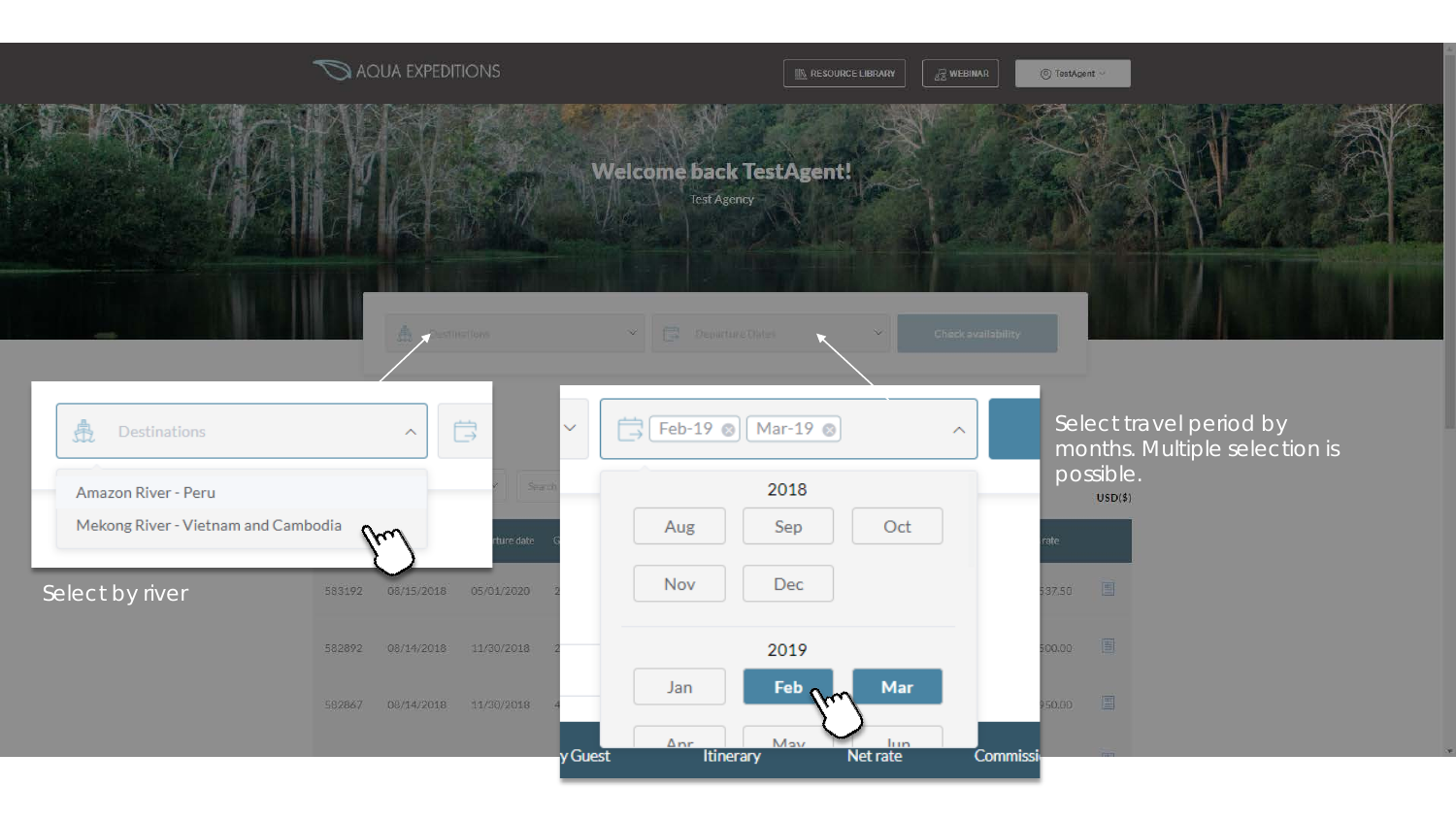AQUA EXPEDITIONS

RESOURCE LIBRARY | WEBINAR | TestAgent

Welcome back TestAgent!

Test Agency

Destinations | Departure Dates | Check availability

Destinations

- Amazon River - Peru
- Mekong River - Vietnam and Cambodia

Select by river

Feb-19 | Mar-19

2018

Aug | Sep | Oct

Nov | Dec

2019

Jan | Feb | Mar

Apr | May | Jun

Select travel period by months. Multiple selection is possible.

USD($)

| | Departure date | | | | | Net rate | |
|---|---|---|---|---|---|---|---|
| 583192 | 08/15/2018 | 05/01/2020 | | | | 537.50 | |
| 582892 | 08/14/2018 | 11/30/2018 | | | | 500.00 | |
| 582867 | 08/14/2018 | 11/30/2018 | | | | 950.00 | |

Guest | Itinerary | Net rate | Commissi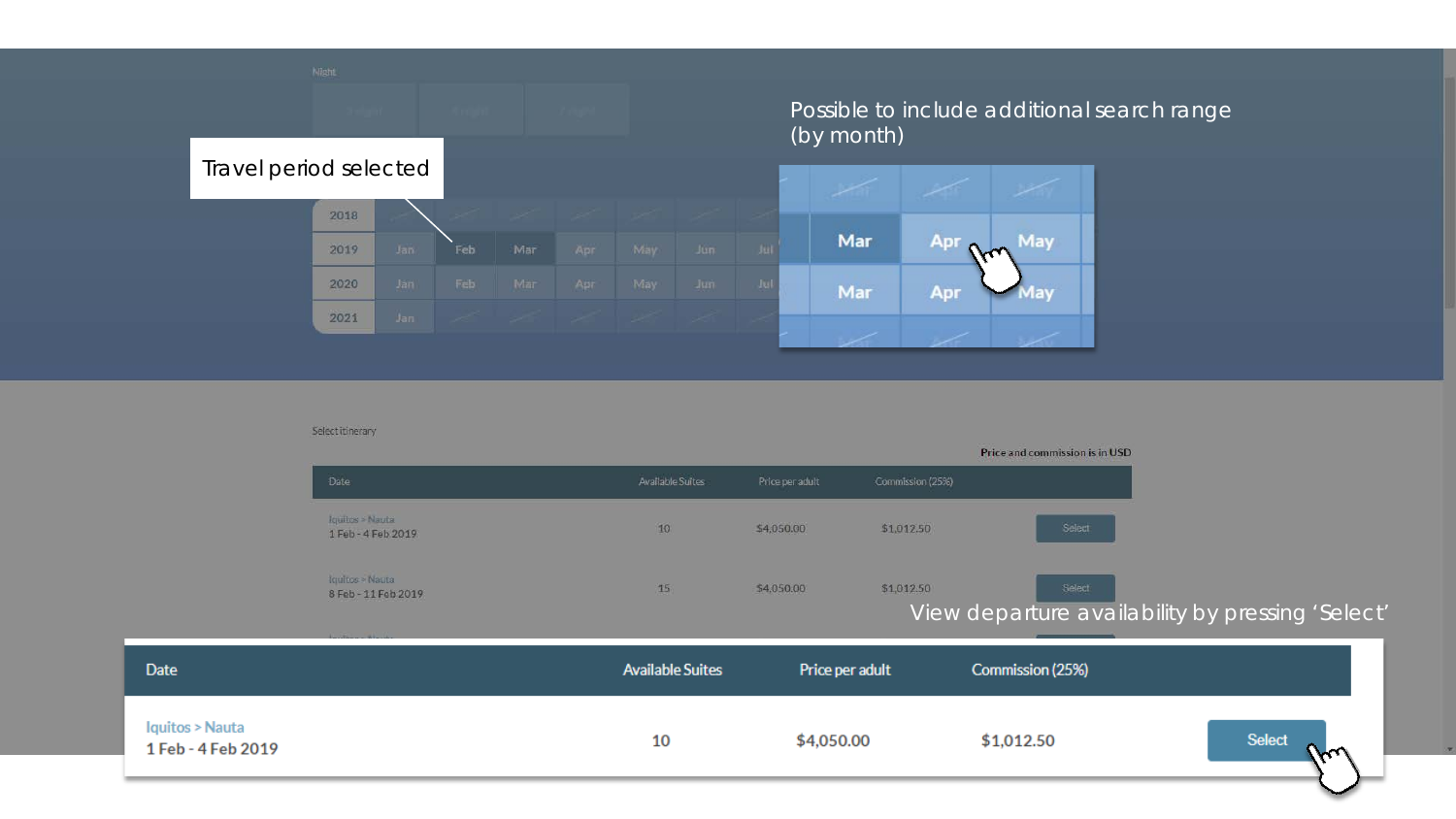Travel period selected

Possible to include additional search range (by month)

| 2018 | | | | | | |
|---|---|---|---|---|---|---|
| 2019 | Jan | Feb | Mar | Apr | May | Jun | Jul |
| 2020 | Jan | Feb | Mar | Apr | May | Jun | Jul |
| 2021 | Jan | | | | | | |

Select itinerary

Price and commission is in USD

| Date | Available Suites | Price per adult | Commission (25%) | |
|---|---|---|---|---|
| Iquitos > Nauta<br>1 Feb - 4 Feb 2019 | 10 | $4,050.00 | $1,012.50 | Select |
| Iquitos > Nauta<br>8 Feb - 11 Feb 2019 | 15 | $4,050.00 | $1,012.50 | Select |

View departure availability by pressing 'Select'

| Date | Available Suites | Price per adult | Commission (25%) | |
|---|---|---|---|---|
| Iquitos > Nauta<br>1 Feb - 4 Feb 2019 | 10 | $4,050.00 | $1,012.50 | Select |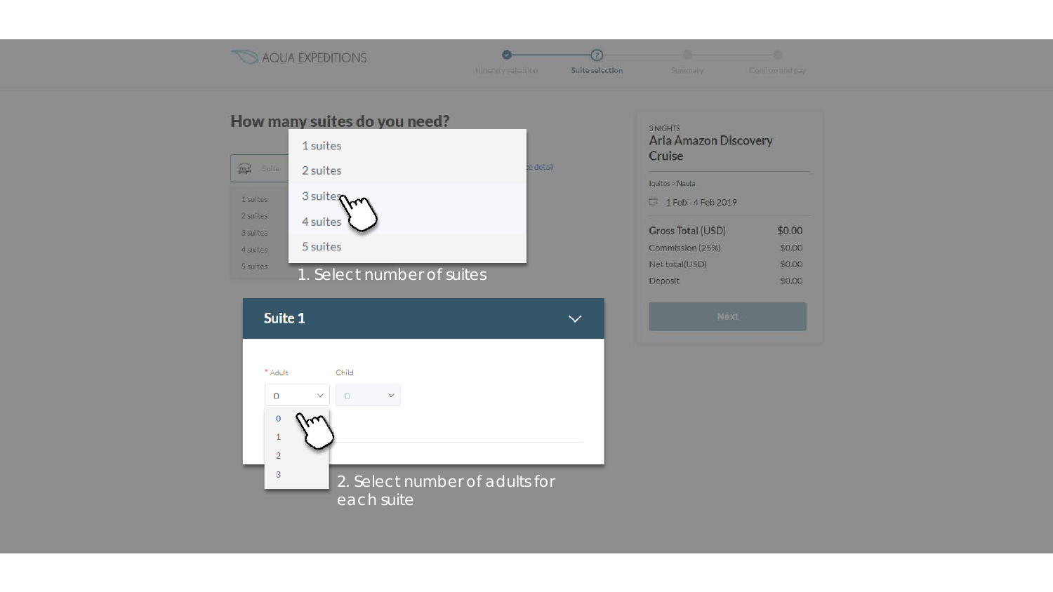AQUA EXPEDITIONS

Itinerary selection — Suite selection — Summary — Confirm and pay

## How many suites do you need?

- 1 suites
- 2 suites
- 3 suites
- 4 suites
- 5 suites

1. Select number of suites

### Suite 1

\* Adult: 0 (options: 0, 1, 2, 3)

Child: 0

2. Select number of adults for each suite

3 NIGHTS

**Aria Amazon Discovery Cruise**

Iquitos > Nauta

1 Feb - 4 Feb 2019

| | |
|---|---|
| Gross Total (USD) | $0.00 |
| Commission (25%) | $0.00 |
| Net total(USD) | $0.00 |
| Deposit | $0.00 |

Next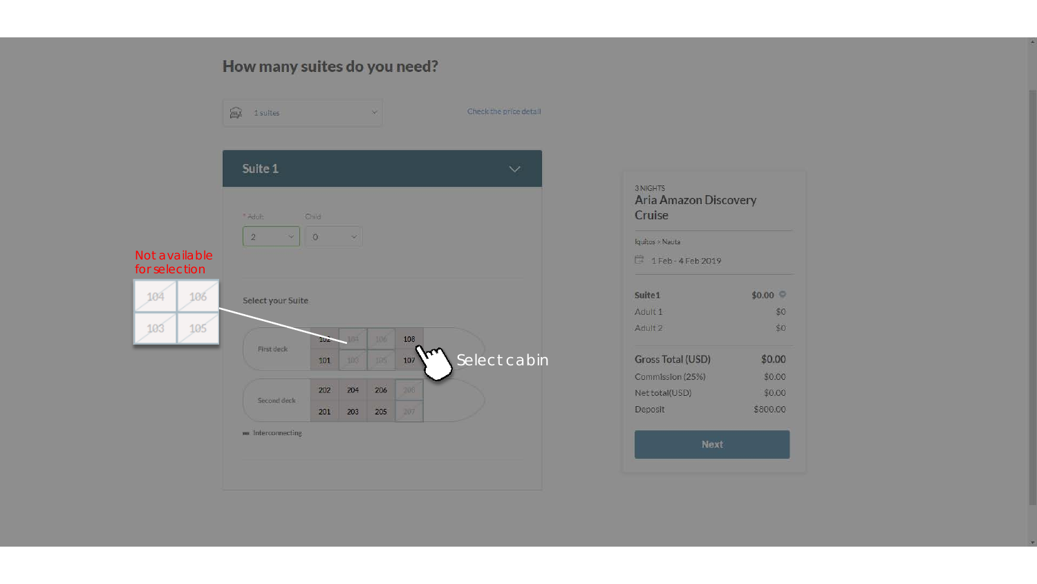## How many suites do you need?

1 suites

Check the price detail

### Suite 1

* Adult: 2

Child: 0

Select your Suite

Not available for selection

| 104 | 106 |
|---|---|
| 103 | 105 |

| First deck | 102 | 104 | 106 | 108 |
|---|---|---|---|---|
| | 101 | 103 | 105 | 107 |

| Second deck | 202 | 204 | 206 | 208 |
|---|---|---|---|---|
| | 201 | 203 | 205 | 207 |

Interconnecting

Select cabin

3 NIGHTS

**Aria Amazon Discovery Cruise**

Iquitos > Nauta

1 Feb - 4 Feb 2019

| | |
|---|---|
| **Suite 1** | **$0.00** |
| Adult 1 | $0 |
| Adult 2 | $0 |
| **Gross Total (USD)** | **$0.00** |
| Commission (25%) | $0.00 |
| Net total(USD) | $0.00 |
| Deposit | $800.00 |

Next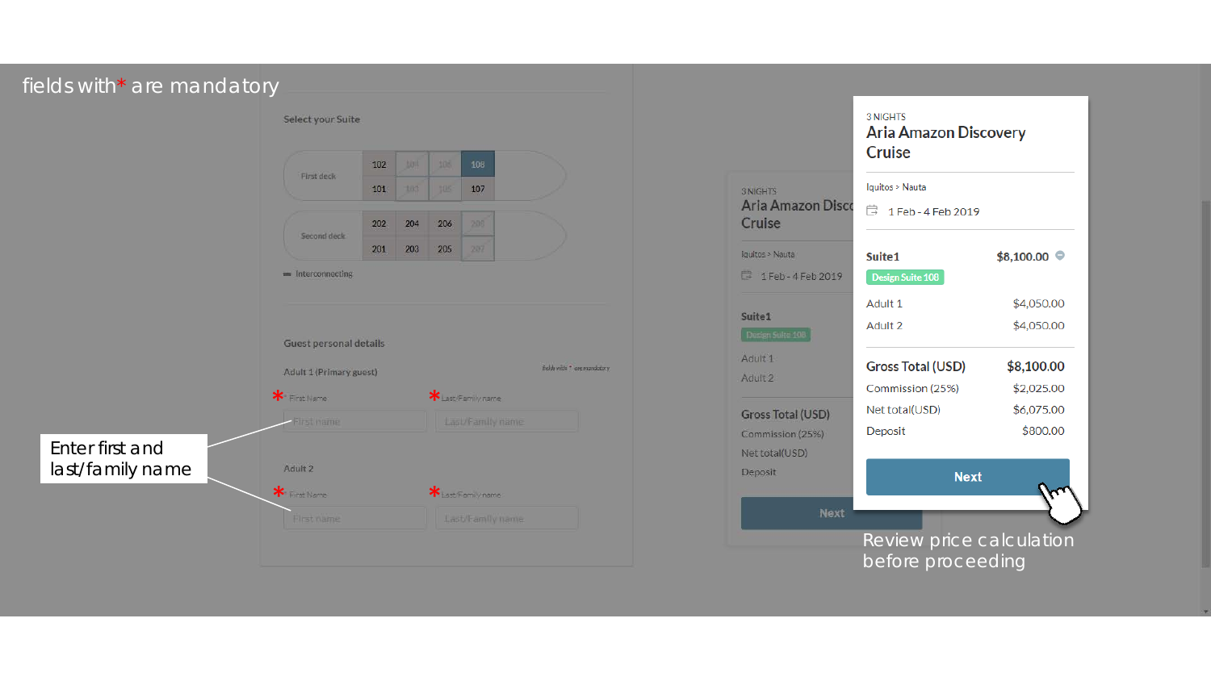fields with * are mandatory

Select your Suite

| | | | | |
|---|---|---|---|---|
| First deck | 102 | 104 | 106 | 108 |
| | 101 | 103 | 105 | 107 |
| Second deck | 202 | 204 | 206 | 208 |
| | 201 | 203 | 205 | 207 |

Interconnecting

Guest personal details

Adult 1 (Primary guest)

Fields with * are mandatory

* First Name | * Last/Family name

First name | Last/Family name

Adult 2

* First Name | * Last/Family name

First name | Last/Family name

Enter first and last/family name

3 NIGHTS

## Aria Amazon Discovery Cruise

Iquitos > Nauta

1 Feb - 4 Feb 2019

| | |
|---|---|
| **Suite1** | **$8,100.00** |
| Design Suite 108 | |
| Adult 1 | $4,050.00 |
| Adult 2 | $4,050.00 |
| **Gross Total (USD)** | **$8,100.00** |
| Commission (25%) | $2,025.00 |
| Net total(USD) | $6,075.00 |
| Deposit | $800.00 |

Next

Review price calculation before proceeding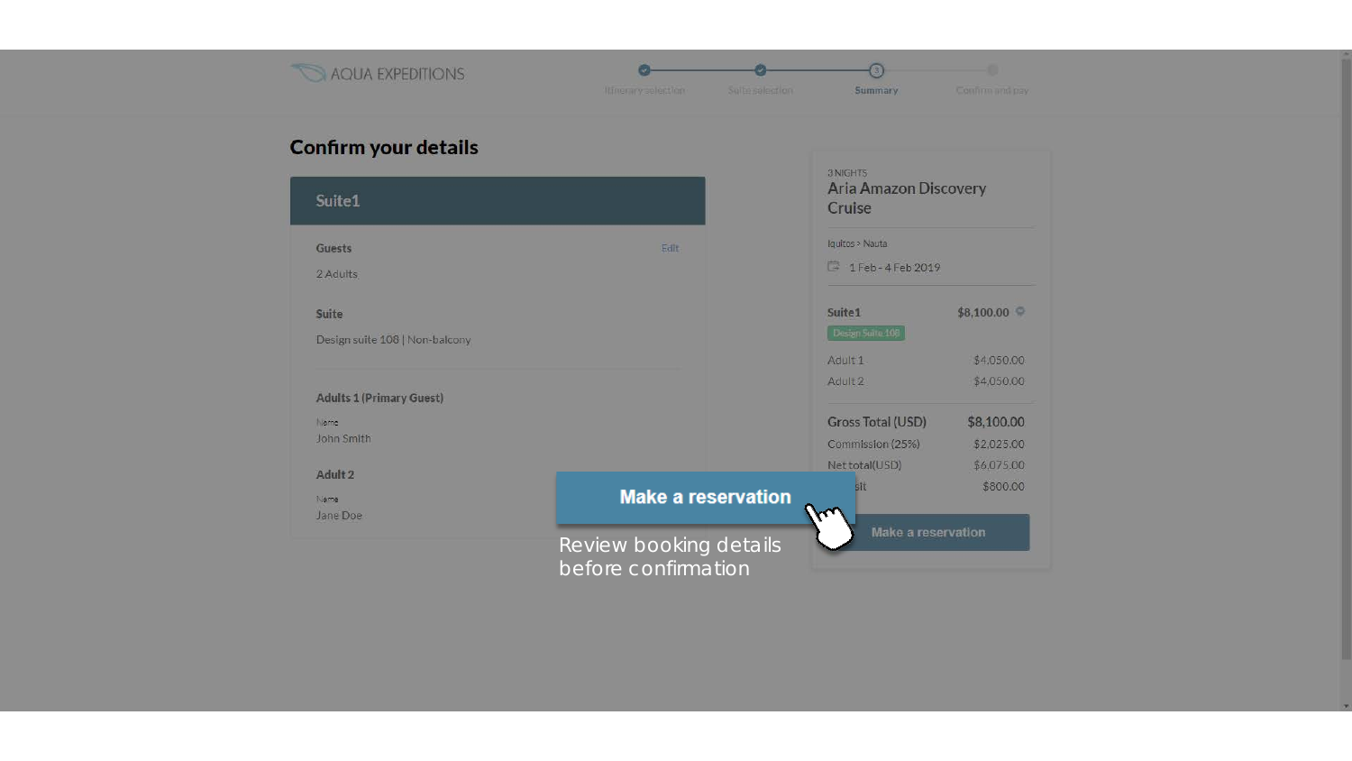AQUA EXPEDITIONS

Itinerary selection — Suite selection — Summary — Confirm and pay

# Confirm your details

## Suite1

**Guests** Edit

2 Adults

**Suite**

Design suite 108 | Non-balcony

**Adults 1 (Primary Guest)**

Name
John Smith

**Adult 2**

Name
Jane Doe

3 NIGHTS

## Aria Amazon Discovery Cruise

Iquitos > Nauta

1 Feb - 4 Feb 2019

| **Suite1** | **$8,100.00** |
|---|---|
| Design Suite 108 | |
| Adult 1 | $4,050.00 |
| Adult 2 | $4,050.00 |
| **Gross Total (USD)** | **$8,100.00** |
| Commission (25%) | $2,025.00 |
| Net total(USD) | $6,075.00 |
| ...sit | $800.00 |

Make a reservation

**Make a reservation**

Review booking details before confirmation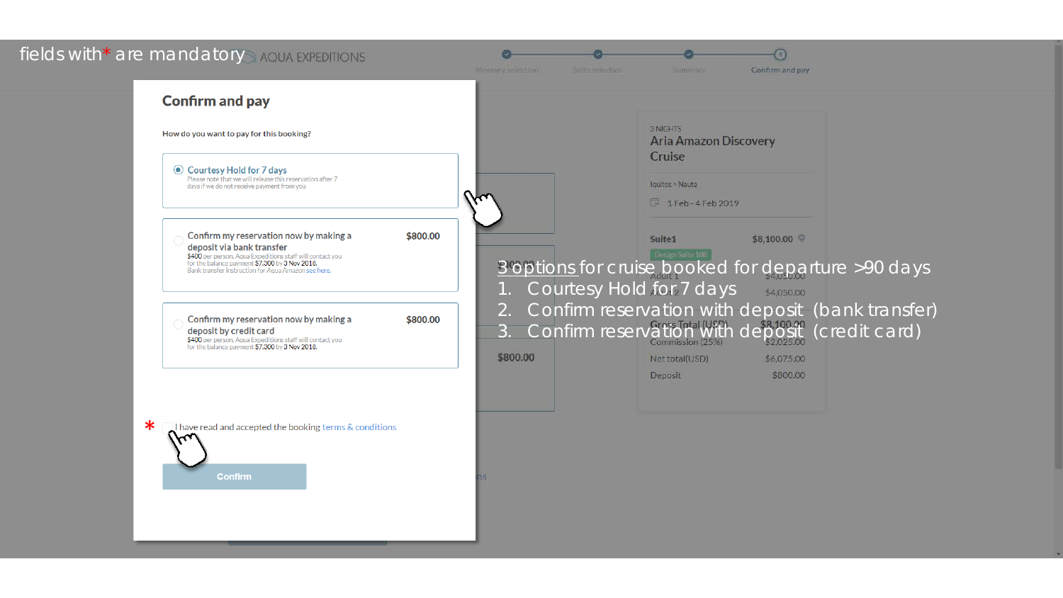fields with * are mandatory

AQUA EXPEDITIONS

Itinerary selection — Suite selection — Summary — Confirm and pay

## Confirm and pay

How do you want to pay for this booking?

- (●) **Courtesy Hold for 7 days**
  Please note that we will release this reservation after 7 days if we do not receive payment from you

- ( ) **Confirm my reservation now by making a deposit via bank transfer** — $800.00
  $400 per person. Aqua Expeditions staff will contact you for the balance payment $7,300 by 3 Nov 2018.
  Bank transfer instruction for Aqua Amazon see here.

- ( ) **Confirm my reservation now by making a deposit by credit card** — $800.00
  $400 per person. Aqua Expeditions staff will contact you for the balance payment $7,300 by 3 Nov 2018.

\* I have read and accepted the booking terms & conditions

Confirm

3 NIGHTS
**Aria Amazon Discovery Cruise**

Iquitos > Nauta

1 Feb - 4 Feb 2019

| Suite1 | $8,100.00 |
|---|---|
| Design Suite 108 | |
| Adult 1 | $4,050.00 |
| Adult 2 | $4,050.00 |
| Gross Total (USD) | $8,100.00 |
| Commission (25%) | $2,025.00 |
| Net total(USD) | $6,075.00 |
| Deposit | $800.00 |

3 options for cruise booked for departure >90 days

1. Courtesy Hold for 7 days
2. Confirm reservation with deposit (bank transfer)
3. Confirm reservation with deposit (credit card)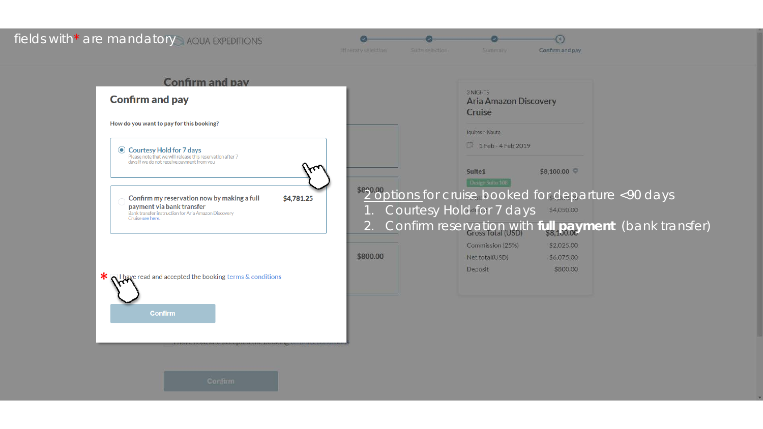fields with* are mandatory

AQUA EXPEDITIONS

Itinerary selection — Suite selection — Summary — Confirm and pay

## Confirm and pay

How do you want to pay for this booking?

- Courtesy Hold for 7 days
  Please note that we will release this reservation after 7 days if we do not receive payment from you
- Confirm my reservation now by making a full payment via bank transfer — $4,781.25
  Bank transfer instruction for Aria Amazon Discovery Cruise see here.

* I have read and accepted the booking terms & conditions

Confirm

3 NIGHTS
Aria Amazon Discovery Cruise

Iquitos > Nauta

1 Feb - 4 Feb 2019

| | |
|---|---|
| Suite1 | $8,100.00 |
| Gross Total (USD) | $8,100.00 |
| Commission (25%) | $2,025.00 |
| Net total(USD) | $6,075.00 |
| Deposit | $800.00 |

2 options for cruise booked for departure <90 days

1. Courtesy Hold for 7 days
2. Confirm reservation with **full payment** (bank transfer)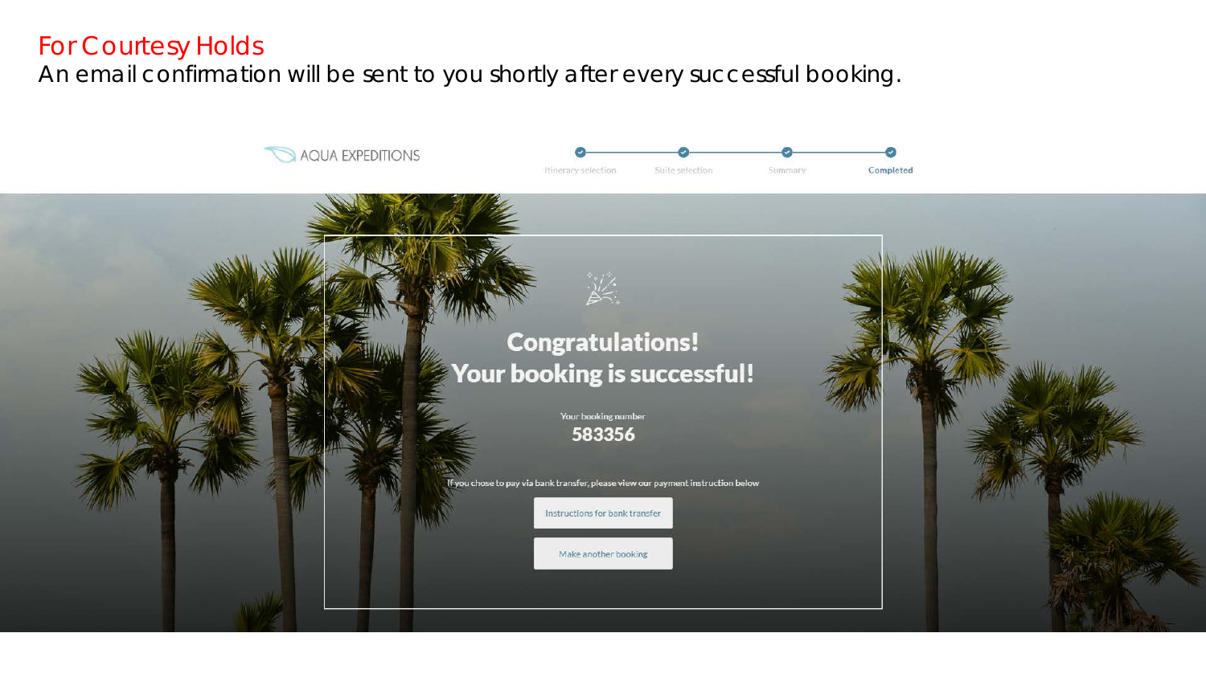# For Courtesy Holds

An email confirmation will be sent to you shortly after every successful booking.

AQUA EXPEDITIONS

Itinerary selection — Suite selection — Summary — **Completed**

## Congratulations!
## Your booking is successful!

Your booking number

**583356**

If you chose to pay via bank transfer, please view our payment instruction below

Instructions for bank transfer

Make another booking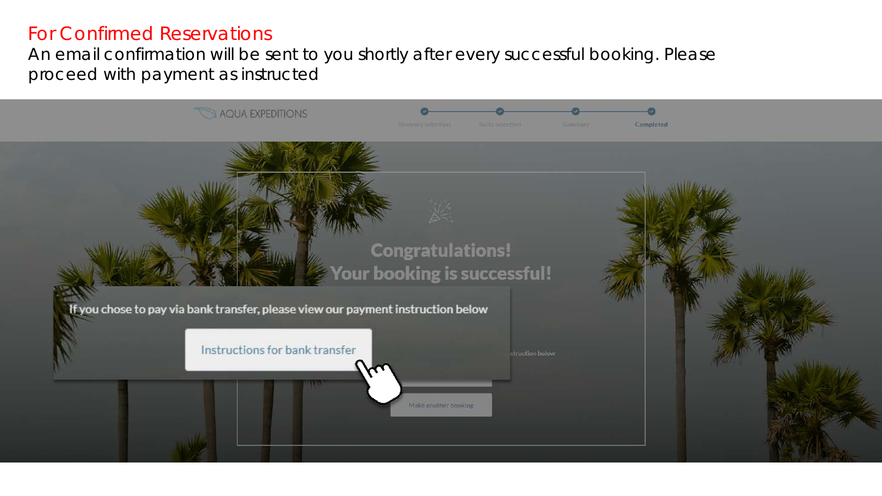## For Confirmed Reservations

An email confirmation will be sent to you shortly after every successful booking. Please proceed with payment as instructed

AQUA EXPEDITIONS

Itinerary selection — Suite selection — Summary — Completed

Congratulations!
Your booking is successful!

If you chose to pay via bank transfer, please view our payment instruction below

Instructions for bank transfer

Make another booking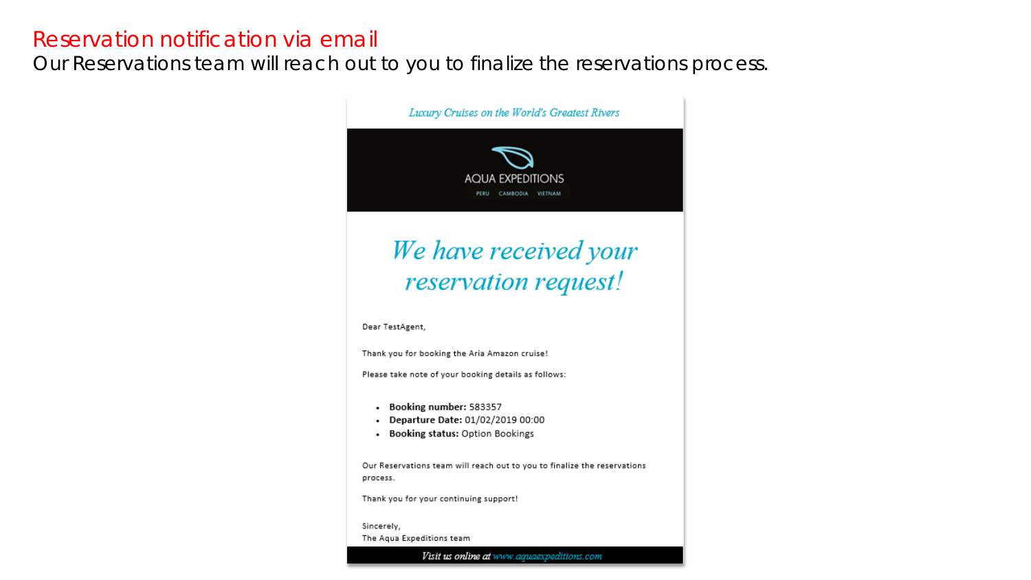# Reservation notification via email

Our Reservations team will reach out to you to finalize the reservations process.

*Luxury Cruises on the World's Greatest Rivers*

AQUA EXPEDITIONS

PERU CAMBODIA VIETNAM

## *We have received your reservation request!*

Dear TestAgent,

Thank you for booking the Aria Amazon cruise!

Please take note of your booking details as follows:

- **Booking number:** 583357
- **Departure Date:** 01/02/2019 00:00
- **Booking status:** Option Bookings

Our Reservations team will reach out to you to finalize the reservations process.

Thank you for your continuing support!

Sincerely,
The Aqua Expeditions team

*Visit us online at www.aquaexpeditions.com*